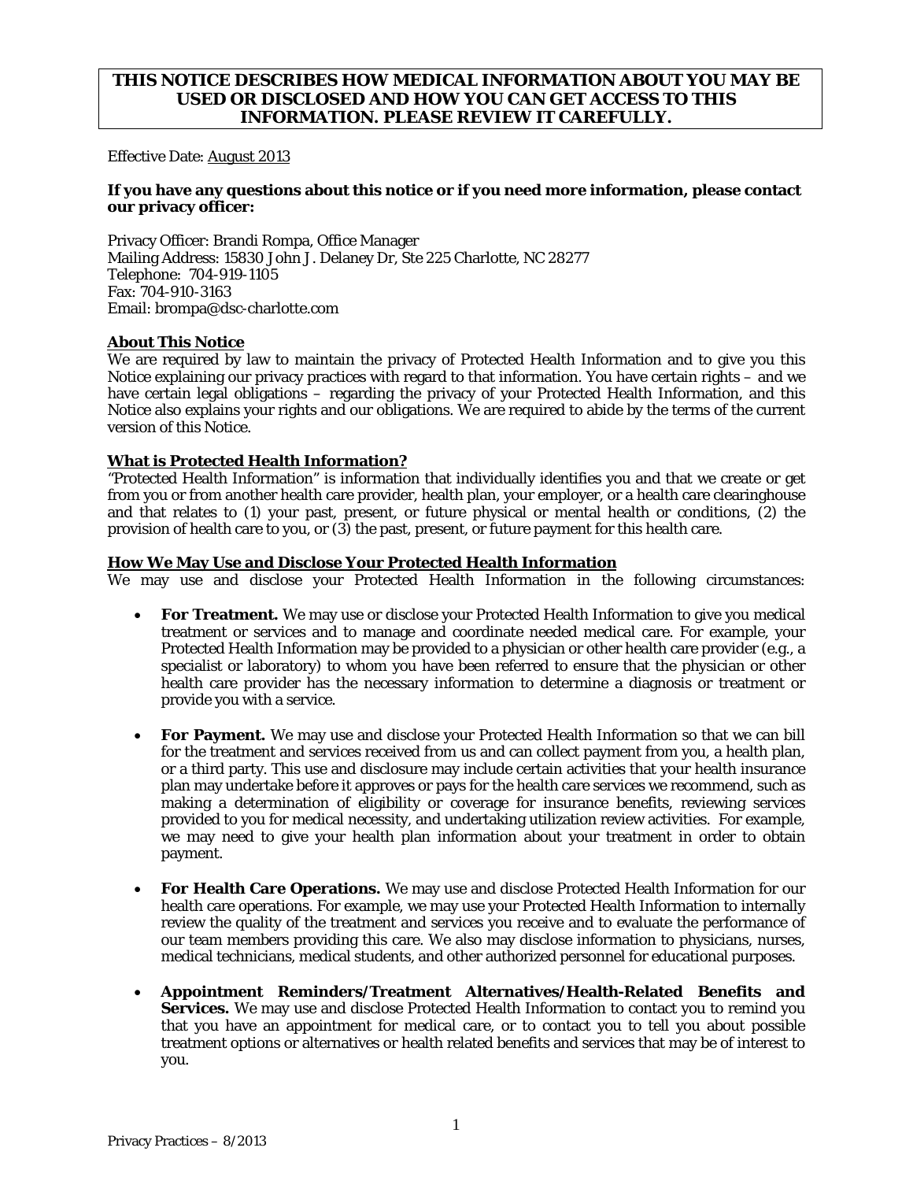**THIS NOTICE DESCRIBES HOW MEDICAL INFORMATION ABOUT YOU MAY BE USED OR DISCLOSED AND HOW YOU CAN GET ACCESS TO THIS INFORMATION. PLEASE REVIEW IT CAREFULLY.**

Effective Date: August 2013

**If you have any questions about this notice or if you need more information, please contact our privacy officer:**

Privacy Officer: Brandi Rompa, Office Manager
Mailing Address: 15830 John J. Delaney Dr, Ste 225 Charlotte, NC 28277
Telephone: 704-919-1105
Fax: 704-910-3163
Email: brompa@dsc-charlotte.com

## About This Notice

We are required by law to maintain the privacy of Protected Health Information and to give you this Notice explaining our privacy practices with regard to that information. You have certain rights – and we have certain legal obligations – regarding the privacy of your Protected Health Information, and this Notice also explains your rights and our obligations. We are required to abide by the terms of the current version of this Notice.

## What is Protected Health Information?

"Protected Health Information" is information that individually identifies you and that we create or get from you or from another health care provider, health plan, your employer, or a health care clearinghouse and that relates to (1) your past, present, or future physical or mental health or conditions, (2) the provision of health care to you, or (3) the past, present, or future payment for this health care.

## How We May Use and Disclose Your Protected Health Information

We may use and disclose your Protected Health Information in the following circumstances:

- **For Treatment.** We may use or disclose your Protected Health Information to give you medical treatment or services and to manage and coordinate needed medical care. For example, your Protected Health Information may be provided to a physician or other health care provider (e.g., a specialist or laboratory) to whom you have been referred to ensure that the physician or other health care provider has the necessary information to determine a diagnosis or treatment or provide you with a service.

- **For Payment.** We may use and disclose your Protected Health Information so that we can bill for the treatment and services received from us and can collect payment from you, a health plan, or a third party. This use and disclosure may include certain activities that your health insurance plan may undertake before it approves or pays for the health care services we recommend, such as making a determination of eligibility or coverage for insurance benefits, reviewing services provided to you for medical necessity, and undertaking utilization review activities. For example, we may need to give your health plan information about your treatment in order to obtain payment.

- **For Health Care Operations.** We may use and disclose Protected Health Information for our health care operations. For example, we may use your Protected Health Information to internally review the quality of the treatment and services you receive and to evaluate the performance of our team members providing this care. We also may disclose information to physicians, nurses, medical technicians, medical students, and other authorized personnel for educational purposes.

- **Appointment Reminders/Treatment Alternatives/Health-Related Benefits and Services.** We may use and disclose Protected Health Information to contact you to remind you that you have an appointment for medical care, or to contact you to tell you about possible treatment options or alternatives or health related benefits and services that may be of interest to you.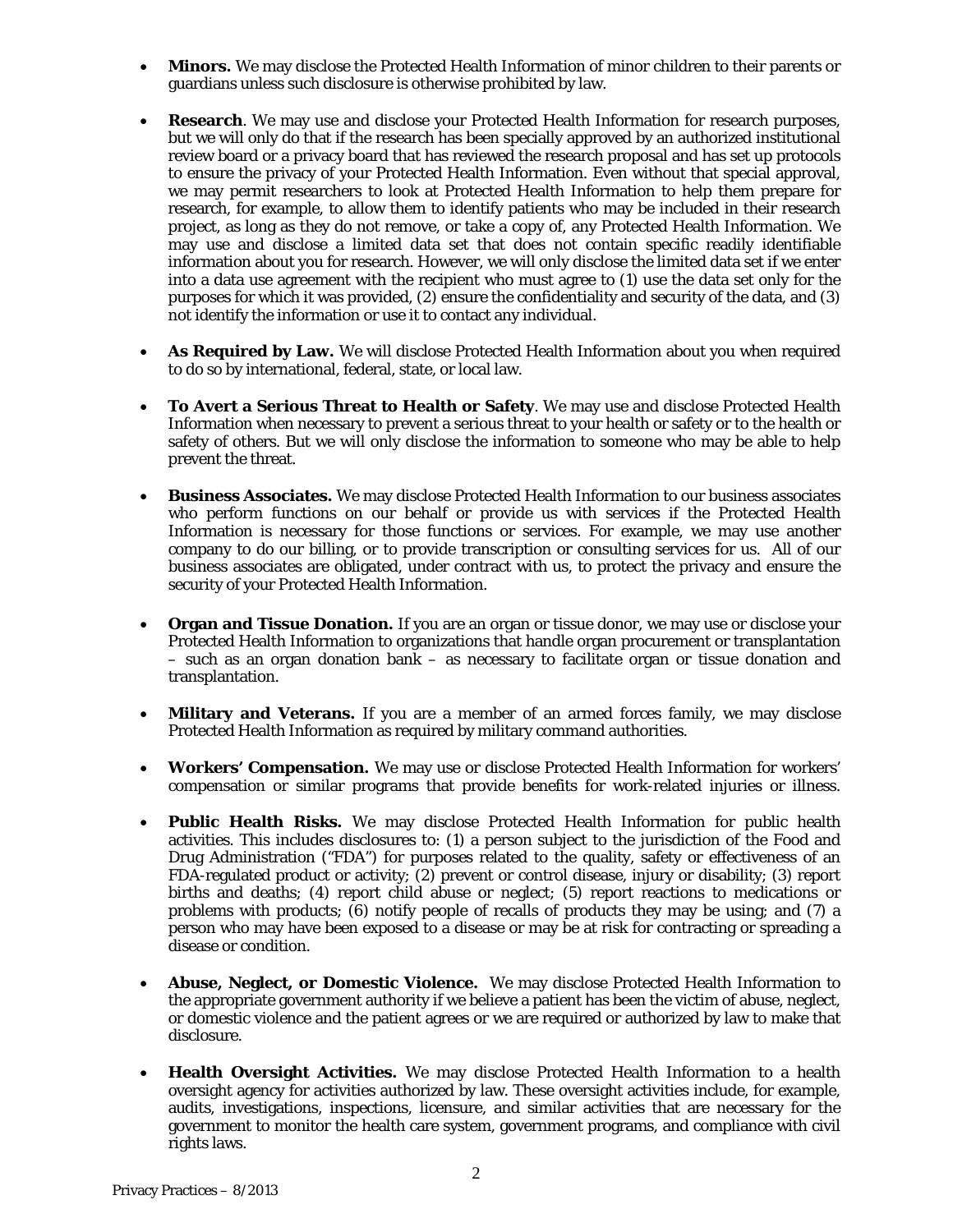- **Minors.** We may disclose the Protected Health Information of minor children to their parents or guardians unless such disclosure is otherwise prohibited by law.

- **Research**. We may use and disclose your Protected Health Information for research purposes, but we will only do that if the research has been specially approved by an authorized institutional review board or a privacy board that has reviewed the research proposal and has set up protocols to ensure the privacy of your Protected Health Information. Even without that special approval, we may permit researchers to look at Protected Health Information to help them prepare for research, for example, to allow them to identify patients who may be included in their research project, as long as they do not remove, or take a copy of, any Protected Health Information. We may use and disclose a limited data set that does not contain specific readily identifiable information about you for research. However, we will only disclose the limited data set if we enter into a data use agreement with the recipient who must agree to (1) use the data set only for the purposes for which it was provided, (2) ensure the confidentiality and security of the data, and (3) not identify the information or use it to contact any individual.

- **As Required by Law.** We will disclose Protected Health Information about you when required to do so by international, federal, state, or local law.

- **To Avert a Serious Threat to Health or Safety**. We may use and disclose Protected Health Information when necessary to prevent a serious threat to your health or safety or to the health or safety of others. But we will only disclose the information to someone who may be able to help prevent the threat.

- **Business Associates.** We may disclose Protected Health Information to our business associates who perform functions on our behalf or provide us with services if the Protected Health Information is necessary for those functions or services. For example, we may use another company to do our billing, or to provide transcription or consulting services for us. All of our business associates are obligated, under contract with us, to protect the privacy and ensure the security of your Protected Health Information.

- **Organ and Tissue Donation.** If you are an organ or tissue donor, we may use or disclose your Protected Health Information to organizations that handle organ procurement or transplantation – such as an organ donation bank – as necessary to facilitate organ or tissue donation and transplantation.

- **Military and Veterans.** If you are a member of an armed forces family, we may disclose Protected Health Information as required by military command authorities.

- **Workers' Compensation.** We may use or disclose Protected Health Information for workers' compensation or similar programs that provide benefits for work-related injuries or illness.

- **Public Health Risks.** We may disclose Protected Health Information for public health activities. This includes disclosures to: (1) a person subject to the jurisdiction of the Food and Drug Administration ("FDA") for purposes related to the quality, safety or effectiveness of an FDA-regulated product or activity; (2) prevent or control disease, injury or disability; (3) report births and deaths; (4) report child abuse or neglect; (5) report reactions to medications or problems with products; (6) notify people of recalls of products they may be using; and (7) a person who may have been exposed to a disease or may be at risk for contracting or spreading a disease or condition.

- **Abuse, Neglect, or Domestic Violence.** We may disclose Protected Health Information to the appropriate government authority if we believe a patient has been the victim of abuse, neglect, or domestic violence and the patient agrees or we are required or authorized by law to make that disclosure.

- **Health Oversight Activities.** We may disclose Protected Health Information to a health oversight agency for activities authorized by law. These oversight activities include, for example, audits, investigations, inspections, licensure, and similar activities that are necessary for the government to monitor the health care system, government programs, and compliance with civil rights laws.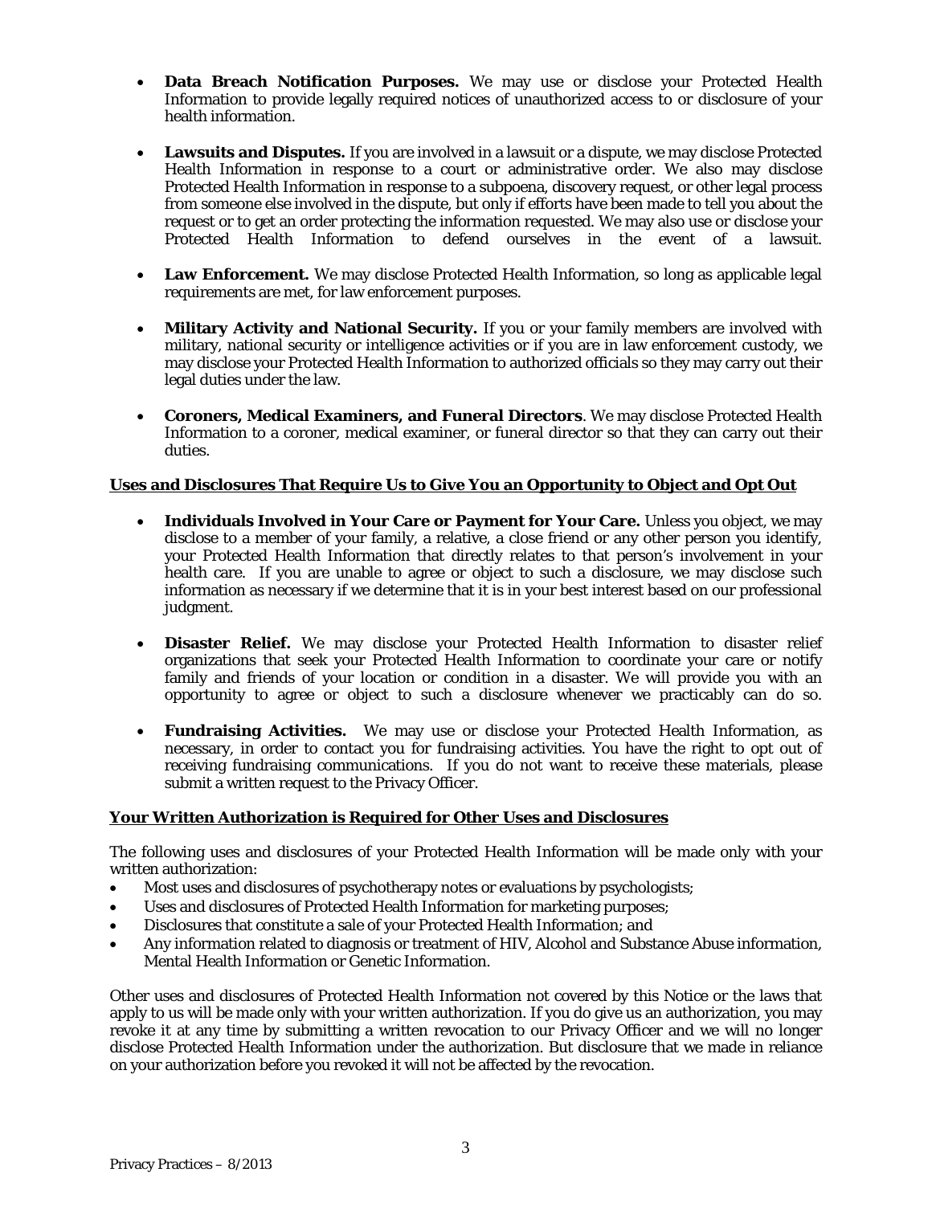- **Data Breach Notification Purposes.** We may use or disclose your Protected Health Information to provide legally required notices of unauthorized access to or disclosure of your health information.

- **Lawsuits and Disputes.** If you are involved in a lawsuit or a dispute, we may disclose Protected Health Information in response to a court or administrative order. We also may disclose Protected Health Information in response to a subpoena, discovery request, or other legal process from someone else involved in the dispute, but only if efforts have been made to tell you about the request or to get an order protecting the information requested. We may also use or disclose your Protected Health Information to defend ourselves in the event of a lawsuit.

- **Law Enforcement.** We may disclose Protected Health Information, so long as applicable legal requirements are met, for law enforcement purposes.

- **Military Activity and National Security.** If you or your family members are involved with military, national security or intelligence activities or if you are in law enforcement custody, we may disclose your Protected Health Information to authorized officials so they may carry out their legal duties under the law.

- **Coroners, Medical Examiners, and Funeral Directors**. We may disclose Protected Health Information to a coroner, medical examiner, or funeral director so that they can carry out their duties.

**Uses and Disclosures That Require Us to Give You an Opportunity to Object and Opt Out**

- **Individuals Involved in Your Care or Payment for Your Care.** Unless you object, we may disclose to a member of your family, a relative, a close friend or any other person you identify, your Protected Health Information that directly relates to that person's involvement in your health care. If you are unable to agree or object to such a disclosure, we may disclose such information as necessary if we determine that it is in your best interest based on our professional judgment.

- **Disaster Relief.** We may disclose your Protected Health Information to disaster relief organizations that seek your Protected Health Information to coordinate your care or notify family and friends of your location or condition in a disaster. We will provide you with an opportunity to agree or object to such a disclosure whenever we practicably can do so.

- **Fundraising Activities.** We may use or disclose your Protected Health Information, as necessary, in order to contact you for fundraising activities. You have the right to opt out of receiving fundraising communications. If you do not want to receive these materials, please submit a written request to the Privacy Officer.

**Your Written Authorization is Required for Other Uses and Disclosures**

The following uses and disclosures of your Protected Health Information will be made only with your written authorization:

- Most uses and disclosures of psychotherapy notes or evaluations by psychologists;
- Uses and disclosures of Protected Health Information for marketing purposes;
- Disclosures that constitute a sale of your Protected Health Information; and
- Any information related to diagnosis or treatment of HIV, Alcohol and Substance Abuse information, Mental Health Information or Genetic Information.

Other uses and disclosures of Protected Health Information not covered by this Notice or the laws that apply to us will be made only with your written authorization. If you do give us an authorization, you may revoke it at any time by submitting a written revocation to our Privacy Officer and we will no longer disclose Protected Health Information under the authorization. But disclosure that we made in reliance on your authorization before you revoked it will not be affected by the revocation.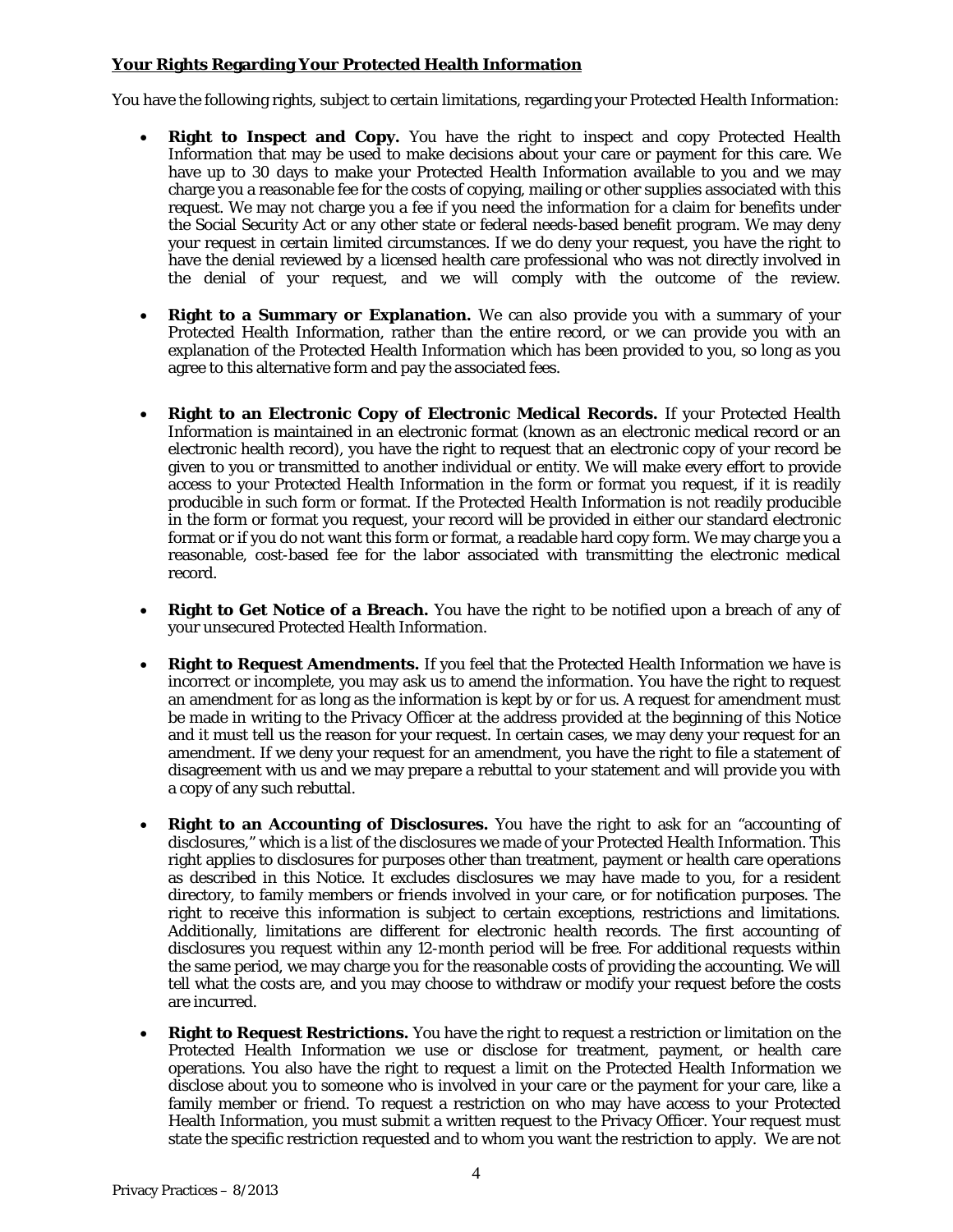**Your Rights Regarding Your Protected Health Information**

You have the following rights, subject to certain limitations, regarding your Protected Health Information:

- **Right to Inspect and Copy.** You have the right to inspect and copy Protected Health Information that may be used to make decisions about your care or payment for this care. We have up to 30 days to make your Protected Health Information available to you and we may charge you a reasonable fee for the costs of copying, mailing or other supplies associated with this request. We may not charge you a fee if you need the information for a claim for benefits under the Social Security Act or any other state or federal needs-based benefit program. We may deny your request in certain limited circumstances. If we do deny your request, you have the right to have the denial reviewed by a licensed health care professional who was not directly involved in the denial of your request, and we will comply with the outcome of the review.

- **Right to a Summary or Explanation.** We can also provide you with a summary of your Protected Health Information, rather than the entire record, or we can provide you with an explanation of the Protected Health Information which has been provided to you, so long as you agree to this alternative form and pay the associated fees.

- **Right to an Electronic Copy of Electronic Medical Records.** If your Protected Health Information is maintained in an electronic format (known as an electronic medical record or an electronic health record), you have the right to request that an electronic copy of your record be given to you or transmitted to another individual or entity. We will make every effort to provide access to your Protected Health Information in the form or format you request, if it is readily producible in such form or format. If the Protected Health Information is not readily producible in the form or format you request, your record will be provided in either our standard electronic format or if you do not want this form or format, a readable hard copy form. We may charge you a reasonable, cost-based fee for the labor associated with transmitting the electronic medical record.

- **Right to Get Notice of a Breach.** You have the right to be notified upon a breach of any of your unsecured Protected Health Information.

- **Right to Request Amendments.** If you feel that the Protected Health Information we have is incorrect or incomplete, you may ask us to amend the information. You have the right to request an amendment for as long as the information is kept by or for us. A request for amendment must be made in writing to the Privacy Officer at the address provided at the beginning of this Notice and it must tell us the reason for your request. In certain cases, we may deny your request for an amendment. If we deny your request for an amendment, you have the right to file a statement of disagreement with us and we may prepare a rebuttal to your statement and will provide you with a copy of any such rebuttal.

- **Right to an Accounting of Disclosures.** You have the right to ask for an "accounting of disclosures," which is a list of the disclosures we made of your Protected Health Information. This right applies to disclosures for purposes other than treatment, payment or health care operations as described in this Notice. It excludes disclosures we may have made to you, for a resident directory, to family members or friends involved in your care, or for notification purposes. The right to receive this information is subject to certain exceptions, restrictions and limitations. Additionally, limitations are different for electronic health records. The first accounting of disclosures you request within any 12-month period will be free. For additional requests within the same period, we may charge you for the reasonable costs of providing the accounting. We will tell what the costs are, and you may choose to withdraw or modify your request before the costs are incurred.

- **Right to Request Restrictions.** You have the right to request a restriction or limitation on the Protected Health Information we use or disclose for treatment, payment, or health care operations. You also have the right to request a limit on the Protected Health Information we disclose about you to someone who is involved in your care or the payment for your care, like a family member or friend. To request a restriction on who may have access to your Protected Health Information, you must submit a written request to the Privacy Officer. Your request must state the specific restriction requested and to whom you want the restriction to apply. We are not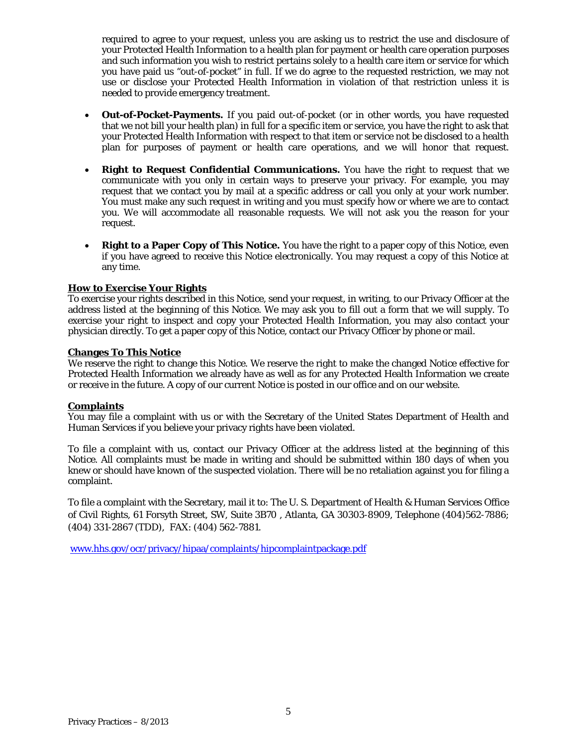required to agree to your request, unless you are asking us to restrict the use and disclosure of your Protected Health Information to a health plan for payment or health care operation purposes and such information you wish to restrict pertains solely to a health care item or service for which you have paid us "out-of-pocket" in full. If we do agree to the requested restriction, we may not use or disclose your Protected Health Information in violation of that restriction unless it is needed to provide emergency treatment.

- **Out-of-Pocket-Payments.** If you paid out-of-pocket (or in other words, you have requested that we not bill your health plan) in full for a specific item or service, you have the right to ask that your Protected Health Information with respect to that item or service not be disclosed to a health plan for purposes of payment or health care operations, and we will honor that request.

- **Right to Request Confidential Communications.** You have the right to request that we communicate with you only in certain ways to preserve your privacy. For example, you may request that we contact you by mail at a specific address or call you only at your work number. You must make any such request in writing and you must specify how or where we are to contact you. We will accommodate all reasonable requests. We will not ask you the reason for your request.

- **Right to a Paper Copy of This Notice.** You have the right to a paper copy of this Notice, even if you have agreed to receive this Notice electronically. You may request a copy of this Notice at any time.

**How to Exercise Your Rights**

To exercise your rights described in this Notice, send your request, in writing, to our Privacy Officer at the address listed at the beginning of this Notice. We may ask you to fill out a form that we will supply. To exercise your right to inspect and copy your Protected Health Information, you may also contact your physician directly. To get a paper copy of this Notice, contact our Privacy Officer by phone or mail.

**Changes To This Notice**

We reserve the right to change this Notice. We reserve the right to make the changed Notice effective for Protected Health Information we already have as well as for any Protected Health Information we create or receive in the future. A copy of our current Notice is posted in our office and on our website.

**Complaints**

You may file a complaint with us or with the Secretary of the United States Department of Health and Human Services if you believe your privacy rights have been violated.

To file a complaint with us, contact our Privacy Officer at the address listed at the beginning of this Notice. All complaints must be made in writing and should be submitted within 180 days of when you knew or should have known of the suspected violation. There will be no retaliation against you for filing a complaint.

To file a complaint with the Secretary, mail it to: The U. S. Department of Health & Human Services Office of Civil Rights, 61 Forsyth Street, SW, Suite 3B70 , Atlanta, GA 30303-8909, Telephone (404)562-7886; (404) 331-2867 (TDD), FAX: (404) 562-7881.

www.hhs.gov/ocr/privacy/hipaa/complaints/hipcomplaintpackage.pdf

Privacy Practices – 8/2013